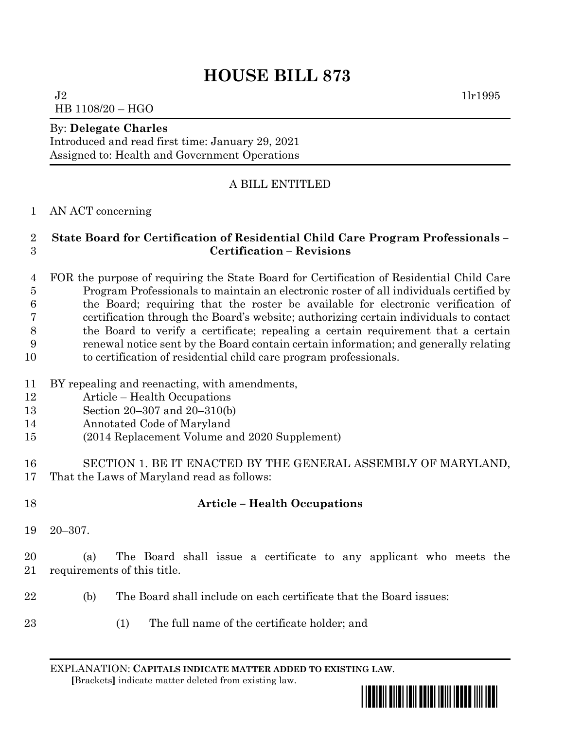# HOUSE BILL 873

J2 1lr1995
HB 1108/20 – HGO

By: **Delegate Charles**
Introduced and read first time: January 29, 2021
Assigned to: Health and Government Operations

A BILL ENTITLED

AN ACT concerning

**State Board for Certification of Residential Child Care Program Professionals – Certification – Revisions**

FOR the purpose of requiring the State Board for Certification of Residential Child Care Program Professionals to maintain an electronic roster of all individuals certified by the Board; requiring that the roster be available for electronic verification of certification through the Board's website; authorizing certain individuals to contact the Board to verify a certificate; repealing a certain requirement that a certain renewal notice sent by the Board contain certain information; and generally relating to certification of residential child care program professionals.

BY repealing and reenacting, with amendments,
Article – Health Occupations
Section 20–307 and 20–310(b)
Annotated Code of Maryland
(2014 Replacement Volume and 2020 Supplement)

SECTION 1. BE IT ENACTED BY THE GENERAL ASSEMBLY OF MARYLAND, That the Laws of Maryland read as follows:

**Article – Health Occupations**

20–307.

(a) The Board shall issue a certificate to any applicant who meets the requirements of this title.

(b) The Board shall include on each certificate that the Board issues:

(1) The full name of the certificate holder; and

EXPLANATION: **CAPITALS INDICATE MATTER ADDED TO EXISTING LAW**.
**[**Brackets**]** indicate matter deleted from existing law.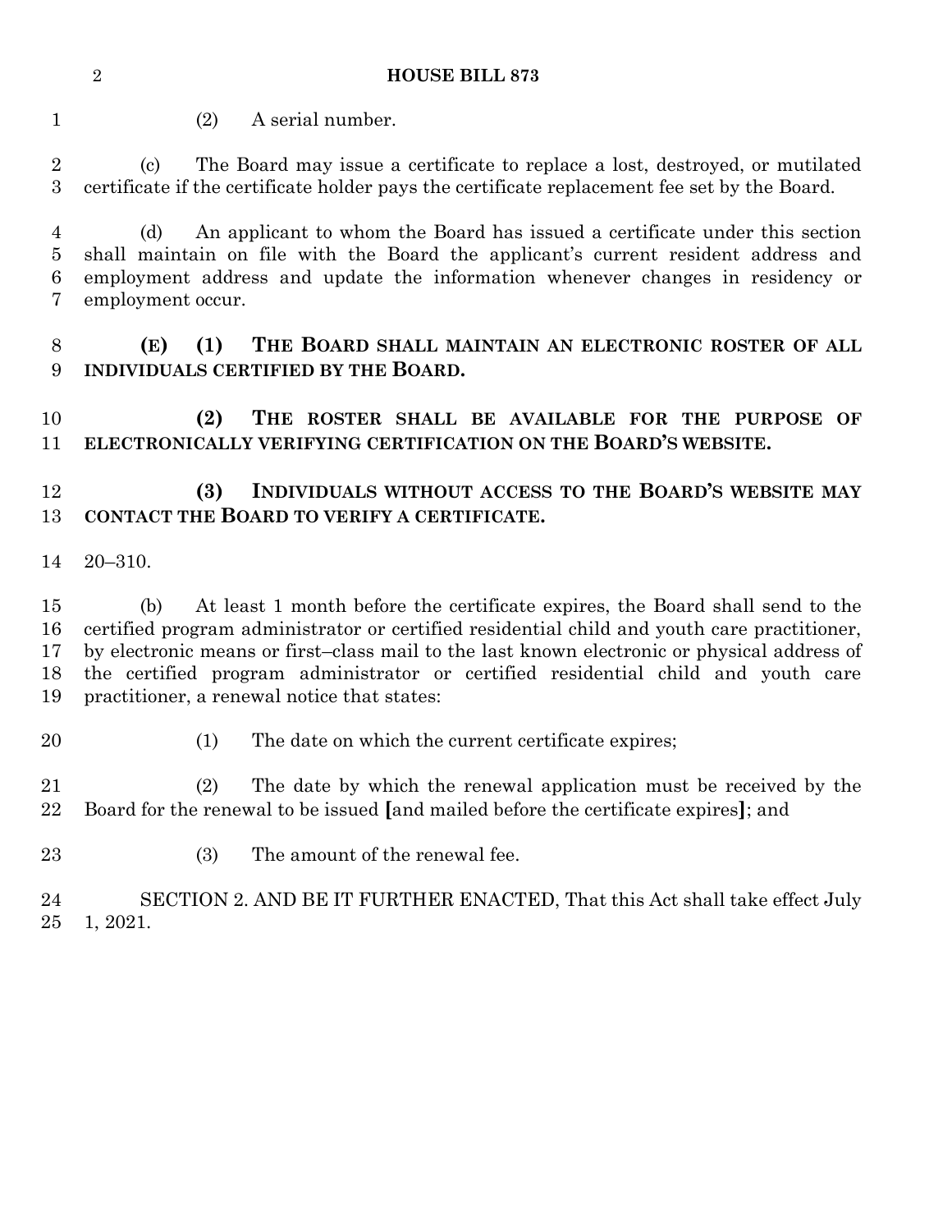(2) A serial number.

(c) The Board may issue a certificate to replace a lost, destroyed, or mutilated certificate if the certificate holder pays the certificate replacement fee set by the Board.

(d) An applicant to whom the Board has issued a certificate under this section shall maintain on file with the Board the applicant's current resident address and employment address and update the information whenever changes in residency or employment occur.

**(E) (1) THE BOARD SHALL MAINTAIN AN ELECTRONIC ROSTER OF ALL INDIVIDUALS CERTIFIED BY THE BOARD.**

**(2) THE ROSTER SHALL BE AVAILABLE FOR THE PURPOSE OF ELECTRONICALLY VERIFYING CERTIFICATION ON THE BOARD'S WEBSITE.**

**(3) INDIVIDUALS WITHOUT ACCESS TO THE BOARD'S WEBSITE MAY CONTACT THE BOARD TO VERIFY A CERTIFICATE.**

20–310.

(b) At least 1 month before the certificate expires, the Board shall send to the certified program administrator or certified residential child and youth care practitioner, by electronic means or first–class mail to the last known electronic or physical address of the certified program administrator or certified residential child and youth care practitioner, a renewal notice that states:

(1) The date on which the current certificate expires;

(2) The date by which the renewal application must be received by the Board for the renewal to be issued **[**and mailed before the certificate expires**]**; and

(3) The amount of the renewal fee.

SECTION 2. AND BE IT FURTHER ENACTED, That this Act shall take effect July 1, 2021.